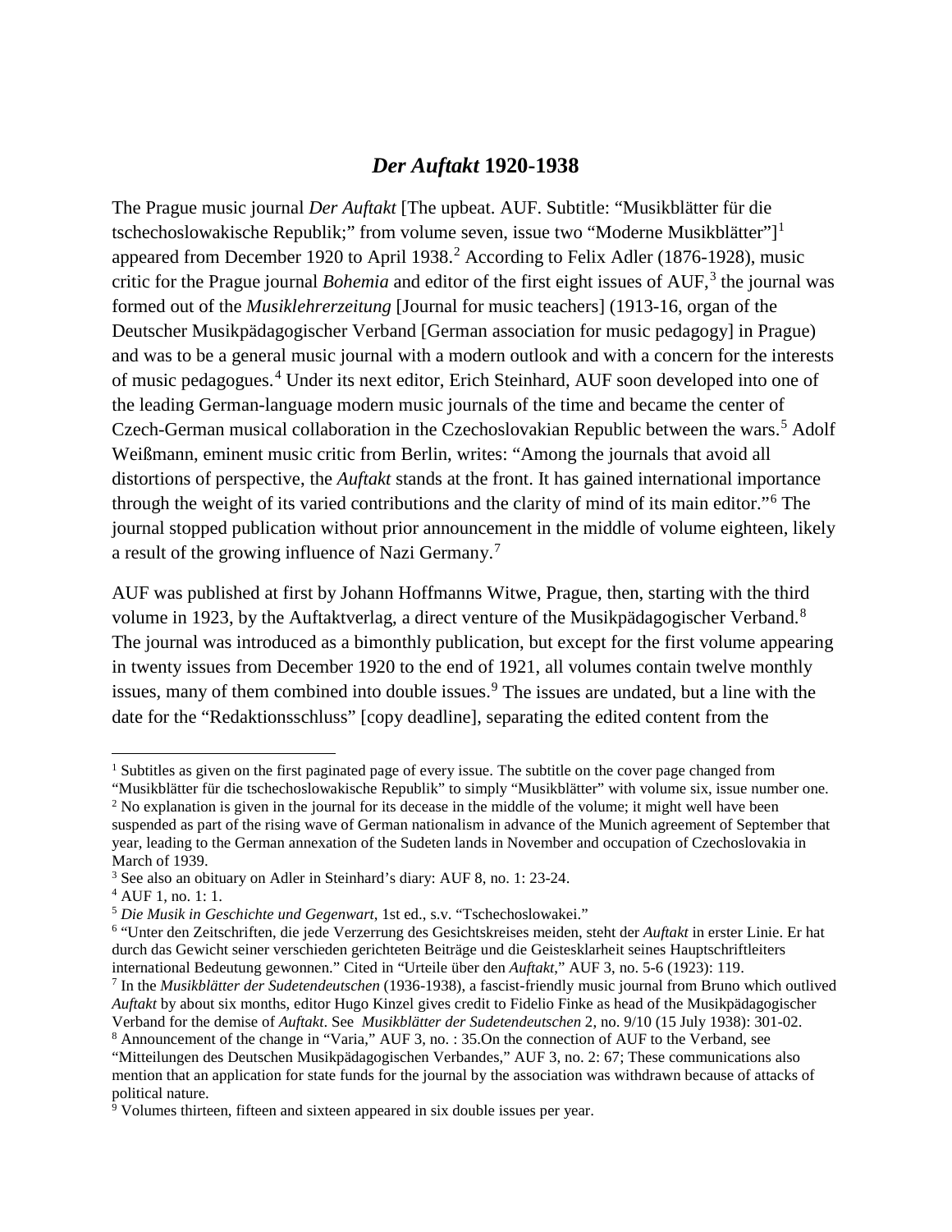# *Der Auftakt* 1920-1938

The Prague music journal *Der Auftakt* [The upbeat. AUF. Subtitle: "Musikblätter für die tschechoslowakische Republik;" from volume seven, issue two "Moderne Musikblätter"][1] appeared from December 1920 to April 1938.[2] According to Felix Adler (1876-1928), music critic for the Prague journal *Bohemia* and editor of the first eight issues of AUF,[3] the journal was formed out of the *Musiklehrerzeitung* [Journal for music teachers] (1913-16, organ of the Deutscher Musikpädagogischer Verband [German association for music pedagogy] in Prague) and was to be a general music journal with a modern outlook and with a concern for the interests of music pedagogues.[4] Under its next editor, Erich Steinhard, AUF soon developed into one of the leading German-language modern music journals of the time and became the center of Czech-German musical collaboration in the Czechoslovakian Republic between the wars.[5] Adolf Weißmann, eminent music critic from Berlin, writes: "Among the journals that avoid all distortions of perspective, the *Auftakt* stands at the front. It has gained international importance through the weight of its varied contributions and the clarity of mind of its main editor."[6] The journal stopped publication without prior announcement in the middle of volume eighteen, likely a result of the growing influence of Nazi Germany.[7]

AUF was published at first by Johann Hoffmanns Witwe, Prague, then, starting with the third volume in 1923, by the Auftaktverlag, a direct venture of the Musikpädagogischer Verband.[8] The journal was introduced as a bimonthly publication, but except for the first volume appearing in twenty issues from December 1920 to the end of 1921, all volumes contain twelve monthly issues, many of them combined into double issues.[9] The issues are undated, but a line with the date for the "Redaktionsschluss" [copy deadline], separating the edited content from the

---

[1] Subtitles as given on the first paginated page of every issue. The subtitle on the cover page changed from "Musikblätter für die tschechoslowakische Republik" to simply "Musikblätter" with volume six, issue number one.

[2] No explanation is given in the journal for its decease in the middle of the volume; it might well have been suspended as part of the rising wave of German nationalism in advance of the Munich agreement of September that year, leading to the German annexation of the Sudeten lands in November and occupation of Czechoslovakia in March of 1939.

[3] See also an obituary on Adler in Steinhard's diary: AUF 8, no. 1: 23-24.

[4] AUF 1, no. 1: 1.

[5] *Die Musik in Geschichte und Gegenwart*, 1st ed., s.v. "Tschechoslowakei."

[6] "Unter den Zeitschriften, die jede Verzerrung des Gesichtskreises meiden, steht der *Auftakt* in erster Linie. Er hat durch das Gewicht seiner verschieden gerichteten Beiträge und die Geistesklarheit seines Hauptschriftleiters international Bedeutung gewonnen." Cited in "Urteile über den *Auftakt*," AUF 3, no. 5-6 (1923): 119.

[7] In the *Musikblätter der Sudetendeutschen* (1936-1938), a fascist-friendly music journal from Bruno which outlived *Auftakt* by about six months, editor Hugo Kinzel gives credit to Fidelio Finke as head of the Musikpädagogischer Verband for the demise of *Auftakt*. See *Musikblätter der Sudetendeutschen* 2, no. 9/10 (15 July 1938): 301-02.

[8] Announcement of the change in "Varia," AUF 3, no. : 35.On the connection of AUF to the Verband, see "Mitteilungen des Deutschen Musikpädagogischen Verbandes," AUF 3, no. 2: 67; These communications also mention that an application for state funds for the journal by the association was withdrawn because of attacks of political nature.

[9] Volumes thirteen, fifteen and sixteen appeared in six double issues per year.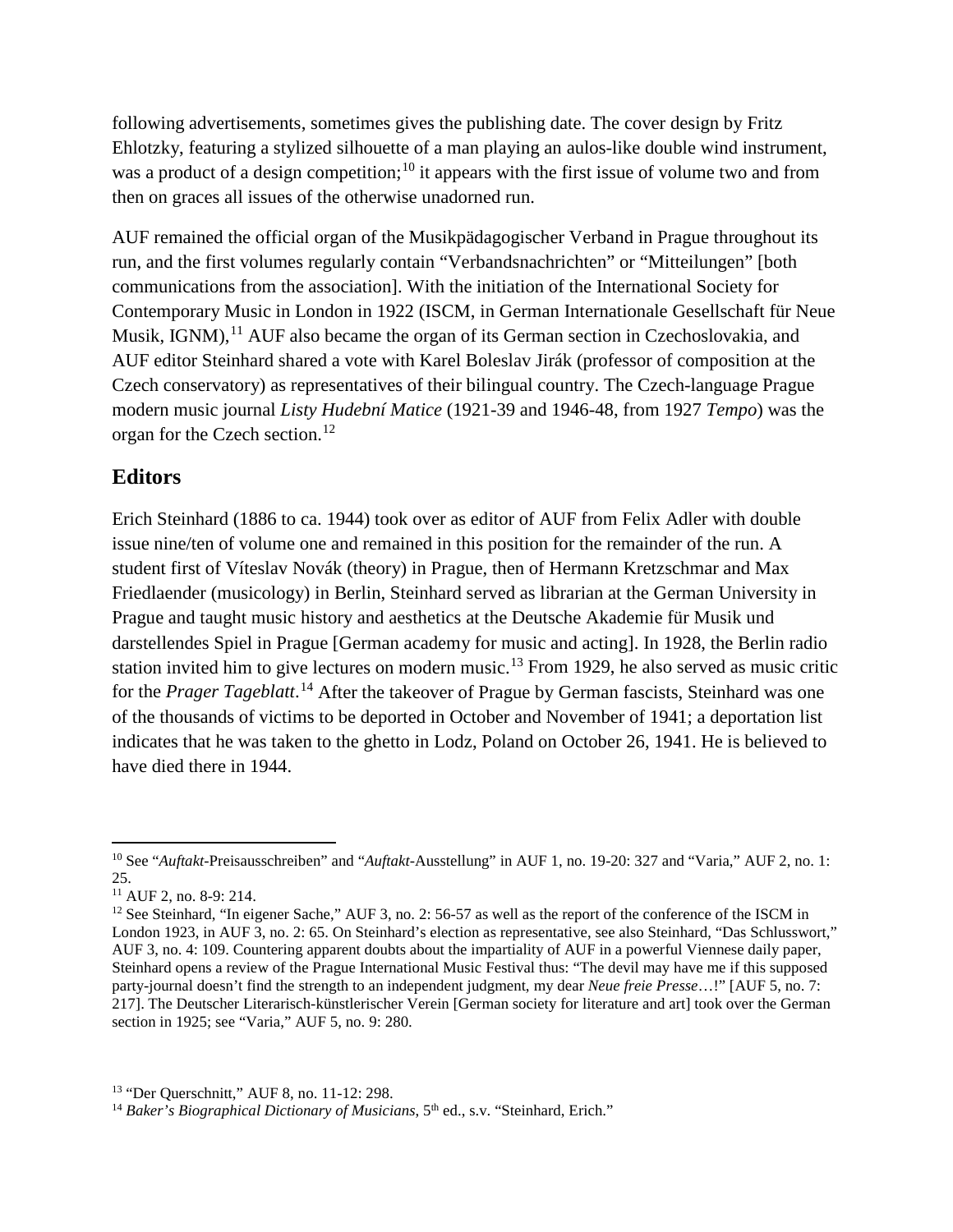following advertisements, sometimes gives the publishing date. The cover design by Fritz Ehlotzky, featuring a stylized silhouette of a man playing an aulos-like double wind instrument, was a product of a design competition;[10] it appears with the first issue of volume two and from then on graces all issues of the otherwise unadorned run.

AUF remained the official organ of the Musikpädagogischer Verband in Prague throughout its run, and the first volumes regularly contain "Verbandsnachrichten" or "Mitteilungen" [both communications from the association]. With the initiation of the International Society for Contemporary Music in London in 1922 (ISCM, in German Internationale Gesellschaft für Neue Musik, IGNM),[11] AUF also became the organ of its German section in Czechoslovakia, and AUF editor Steinhard shared a vote with Karel Boleslav Jirák (professor of composition at the Czech conservatory) as representatives of their bilingual country. The Czech-language Prague modern music journal *Listy Hudební Matice* (1921-39 and 1946-48, from 1927 *Tempo*) was the organ for the Czech section.[12]

## Editors

Erich Steinhard (1886 to ca. 1944) took over as editor of AUF from Felix Adler with double issue nine/ten of volume one and remained in this position for the remainder of the run. A student first of Víteslav Novák (theory) in Prague, then of Hermann Kretzschmar and Max Friedlaender (musicology) in Berlin, Steinhard served as librarian at the German University in Prague and taught music history and aesthetics at the Deutsche Akademie für Musik und darstellendes Spiel in Prague [German academy for music and acting]. In 1928, the Berlin radio station invited him to give lectures on modern music.[13] From 1929, he also served as music critic for the *Prager Tageblatt*.[14] After the takeover of Prague by German fascists, Steinhard was one of the thousands of victims to be deported in October and November of 1941; a deportation list indicates that he was taken to the ghetto in Lodz, Poland on October 26, 1941. He is believed to have died there in 1944.

---

[10] See "*Auftakt*-Preisausschreiben" and "*Auftakt*-Ausstellung" in AUF 1, no. 19-20: 327 and "Varia," AUF 2, no. 1: 25.

[11] AUF 2, no. 8-9: 214.

[12] See Steinhard, "In eigener Sache," AUF 3, no. 2: 56-57 as well as the report of the conference of the ISCM in London 1923, in AUF 3, no. 2: 65. On Steinhard's election as representative, see also Steinhard, "Das Schlusswort," AUF 3, no. 4: 109. Countering apparent doubts about the impartiality of AUF in a powerful Viennese daily paper, Steinhard opens a review of the Prague International Music Festival thus: "The devil may have me if this supposed party-journal doesn't find the strength to an independent judgment, my dear *Neue freie Presse*…!" [AUF 5, no. 7: 217]. The Deutscher Literarisch-künstlerischer Verein [German society for literature and art] took over the German section in 1925; see "Varia," AUF 5, no. 9: 280.

[13] "Der Querschnitt," AUF 8, no. 11-12: 298.

[14] *Baker's Biographical Dictionary of Musicians*, 5th ed., s.v. "Steinhard, Erich."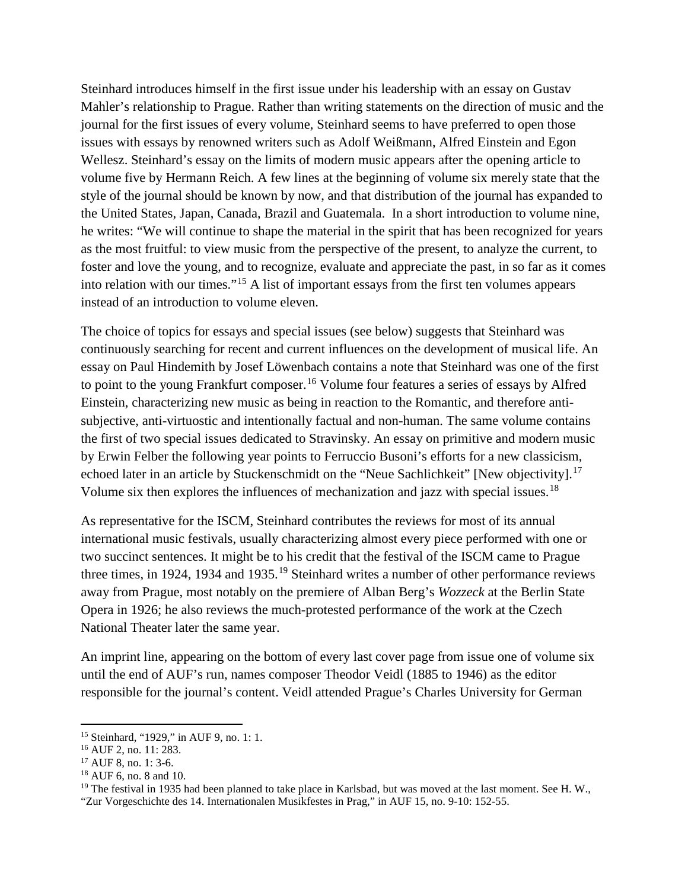Steinhard introduces himself in the first issue under his leadership with an essay on Gustav Mahler's relationship to Prague. Rather than writing statements on the direction of music and the journal for the first issues of every volume, Steinhard seems to have preferred to open those issues with essays by renowned writers such as Adolf Weißmann, Alfred Einstein and Egon Wellesz. Steinhard's essay on the limits of modern music appears after the opening article to volume five by Hermann Reich. A few lines at the beginning of volume six merely state that the style of the journal should be known by now, and that distribution of the journal has expanded to the United States, Japan, Canada, Brazil and Guatemala. In a short introduction to volume nine, he writes: "We will continue to shape the material in the spirit that has been recognized for years as the most fruitful: to view music from the perspective of the present, to analyze the current, to foster and love the young, and to recognize, evaluate and appreciate the past, in so far as it comes into relation with our times."[15] A list of important essays from the first ten volumes appears instead of an introduction to volume eleven.

The choice of topics for essays and special issues (see below) suggests that Steinhard was continuously searching for recent and current influences on the development of musical life. An essay on Paul Hindemith by Josef Löwenbach contains a note that Steinhard was one of the first to point to the young Frankfurt composer.[16] Volume four features a series of essays by Alfred Einstein, characterizing new music as being in reaction to the Romantic, and therefore anti-subjective, anti-virtuostic and intentionally factual and non-human. The same volume contains the first of two special issues dedicated to Stravinsky. An essay on primitive and modern music by Erwin Felber the following year points to Ferruccio Busoni's efforts for a new classicism, echoed later in an article by Stuckenschmidt on the "Neue Sachlichkeit" [New objectivity].[17] Volume six then explores the influences of mechanization and jazz with special issues.[18]

As representative for the ISCM, Steinhard contributes the reviews for most of its annual international music festivals, usually characterizing almost every piece performed with one or two succinct sentences. It might be to his credit that the festival of the ISCM came to Prague three times, in 1924, 1934 and 1935.[19] Steinhard writes a number of other performance reviews away from Prague, most notably on the premiere of Alban Berg's *Wozzeck* at the Berlin State Opera in 1926; he also reviews the much-protested performance of the work at the Czech National Theater later the same year.

An imprint line, appearing on the bottom of every last cover page from issue one of volume six until the end of AUF's run, names composer Theodor Veidl (1885 to 1946) as the editor responsible for the journal's content. Veidl attended Prague's Charles University for German

---

[15] Steinhard, "1929," in AUF 9, no. 1: 1.

[16] AUF 2, no. 11: 283.

[17] AUF 8, no. 1: 3-6.

[18] AUF 6, no. 8 and 10.

[19] The festival in 1935 had been planned to take place in Karlsbad, but was moved at the last moment. See H. W., "Zur Vorgeschichte des 14. Internationalen Musikfestes in Prag," in AUF 15, no. 9-10: 152-55.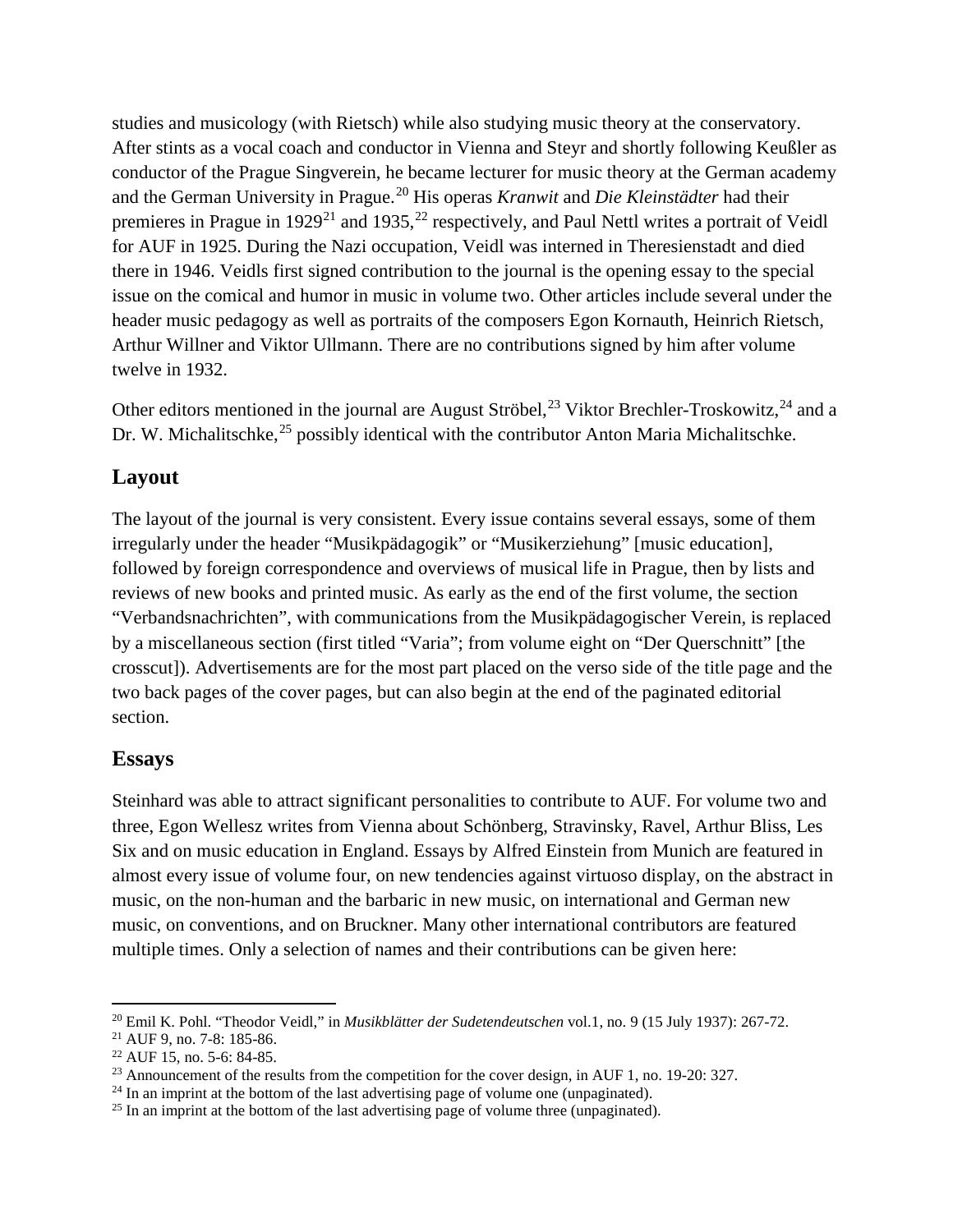studies and musicology (with Rietsch) while also studying music theory at the conservatory. After stints as a vocal coach and conductor in Vienna and Steyr and shortly following Keußler as conductor of the Prague Singverein, he became lecturer for music theory at the German academy and the German University in Prague.[20] His operas *Kranwit* and *Die Kleinstädter* had their premieres in Prague in 1929[21] and 1935,[22] respectively, and Paul Nettl writes a portrait of Veidl for AUF in 1925. During the Nazi occupation, Veidl was interned in Theresienstadt and died there in 1946. Veidls first signed contribution to the journal is the opening essay to the special issue on the comical and humor in music in volume two. Other articles include several under the header music pedagogy as well as portraits of the composers Egon Kornauth, Heinrich Rietsch, Arthur Willner and Viktor Ullmann. There are no contributions signed by him after volume twelve in 1932.

Other editors mentioned in the journal are August Ströbel,[23] Viktor Brechler-Troskowitz,[24] and a Dr. W. Michalitschke,[25] possibly identical with the contributor Anton Maria Michalitschke.

## Layout

The layout of the journal is very consistent. Every issue contains several essays, some of them irregularly under the header "Musikpädagogik" or "Musikerziehung" [music education], followed by foreign correspondence and overviews of musical life in Prague, then by lists and reviews of new books and printed music. As early as the end of the first volume, the section "Verbandsnachrichten", with communications from the Musikpädagogischer Verein, is replaced by a miscellaneous section (first titled "Varia"; from volume eight on "Der Querschnitt" [the crosscut]). Advertisements are for the most part placed on the verso side of the title page and the two back pages of the cover pages, but can also begin at the end of the paginated editorial section.

## Essays

Steinhard was able to attract significant personalities to contribute to AUF. For volume two and three, Egon Wellesz writes from Vienna about Schönberg, Stravinsky, Ravel, Arthur Bliss, Les Six and on music education in England. Essays by Alfred Einstein from Munich are featured in almost every issue of volume four, on new tendencies against virtuoso display, on the abstract in music, on the non-human and the barbaric in new music, on international and German new music, on conventions, and on Bruckner. Many other international contributors are featured multiple times. Only a selection of names and their contributions can be given here:

---

[20] Emil K. Pohl. "Theodor Veidl," in *Musikblätter der Sudetendeutschen* vol.1, no. 9 (15 July 1937): 267-72.
[21] AUF 9, no. 7-8: 185-86.
[22] AUF 15, no. 5-6: 84-85.
[23] Announcement of the results from the competition for the cover design, in AUF 1, no. 19-20: 327.
[24] In an imprint at the bottom of the last advertising page of volume one (unpaginated).
[25] In an imprint at the bottom of the last advertising page of volume three (unpaginated).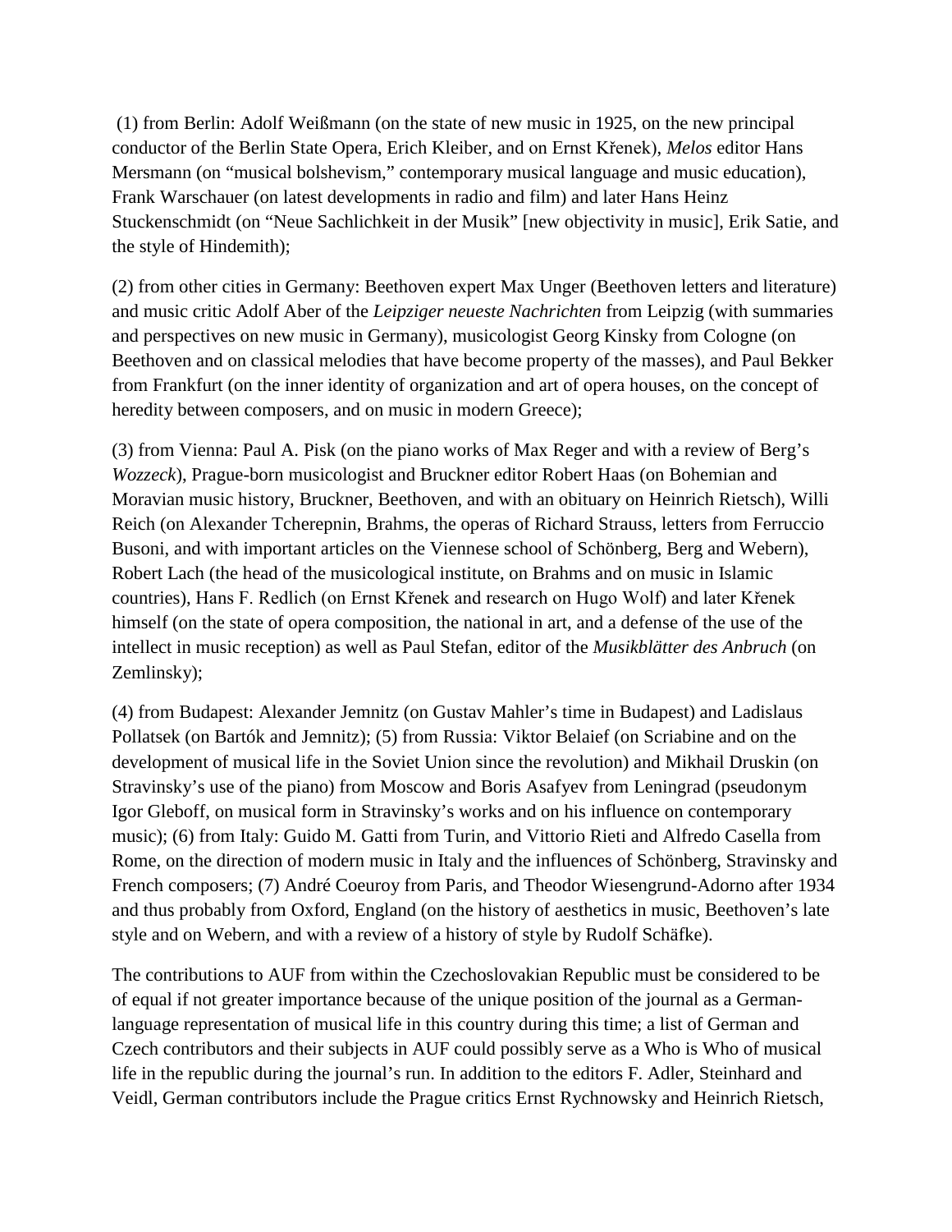(1) from Berlin: Adolf Weißmann (on the state of new music in 1925, on the new principal conductor of the Berlin State Opera, Erich Kleiber, and on Ernst Křenek), *Melos* editor Hans Mersmann (on "musical bolshevism," contemporary musical language and music education), Frank Warschauer (on latest developments in radio and film) and later Hans Heinz Stuckenschmidt (on "Neue Sachlichkeit in der Musik" [new objectivity in music], Erik Satie, and the style of Hindemith);

(2) from other cities in Germany: Beethoven expert Max Unger (Beethoven letters and literature) and music critic Adolf Aber of the *Leipziger neueste Nachrichten* from Leipzig (with summaries and perspectives on new music in Germany), musicologist Georg Kinsky from Cologne (on Beethoven and on classical melodies that have become property of the masses), and Paul Bekker from Frankfurt (on the inner identity of organization and art of opera houses, on the concept of heredity between composers, and on music in modern Greece);

(3) from Vienna: Paul A. Pisk (on the piano works of Max Reger and with a review of Berg's *Wozzeck*), Prague-born musicologist and Bruckner editor Robert Haas (on Bohemian and Moravian music history, Bruckner, Beethoven, and with an obituary on Heinrich Rietsch), Willi Reich (on Alexander Tcherepnin, Brahms, the operas of Richard Strauss, letters from Ferruccio Busoni, and with important articles on the Viennese school of Schönberg, Berg and Webern), Robert Lach (the head of the musicological institute, on Brahms and on music in Islamic countries), Hans F. Redlich (on Ernst Křenek and research on Hugo Wolf) and later Křenek himself (on the state of opera composition, the national in art, and a defense of the use of the intellect in music reception) as well as Paul Stefan, editor of the *Musikblätter des Anbruch* (on Zemlinsky);

(4) from Budapest: Alexander Jemnitz (on Gustav Mahler's time in Budapest) and Ladislaus Pollatsek (on Bartók and Jemnitz); (5) from Russia: Viktor Belaief (on Scriabine and on the development of musical life in the Soviet Union since the revolution) and Mikhail Druskin (on Stravinsky's use of the piano) from Moscow and Boris Asafyev from Leningrad (pseudonym Igor Gleboff, on musical form in Stravinsky's works and on his influence on contemporary music); (6) from Italy: Guido M. Gatti from Turin, and Vittorio Rieti and Alfredo Casella from Rome, on the direction of modern music in Italy and the influences of Schönberg, Stravinsky and French composers; (7) André Coeuroy from Paris, and Theodor Wiesengrund-Adorno after 1934 and thus probably from Oxford, England (on the history of aesthetics in music, Beethoven's late style and on Webern, and with a review of a history of style by Rudolf Schäfke).

The contributions to AUF from within the Czechoslovakian Republic must be considered to be of equal if not greater importance because of the unique position of the journal as a German-language representation of musical life in this country during this time; a list of German and Czech contributors and their subjects in AUF could possibly serve as a Who is Who of musical life in the republic during the journal's run. In addition to the editors F. Adler, Steinhard and Veidl, German contributors include the Prague critics Ernst Rychnowsky and Heinrich Rietsch,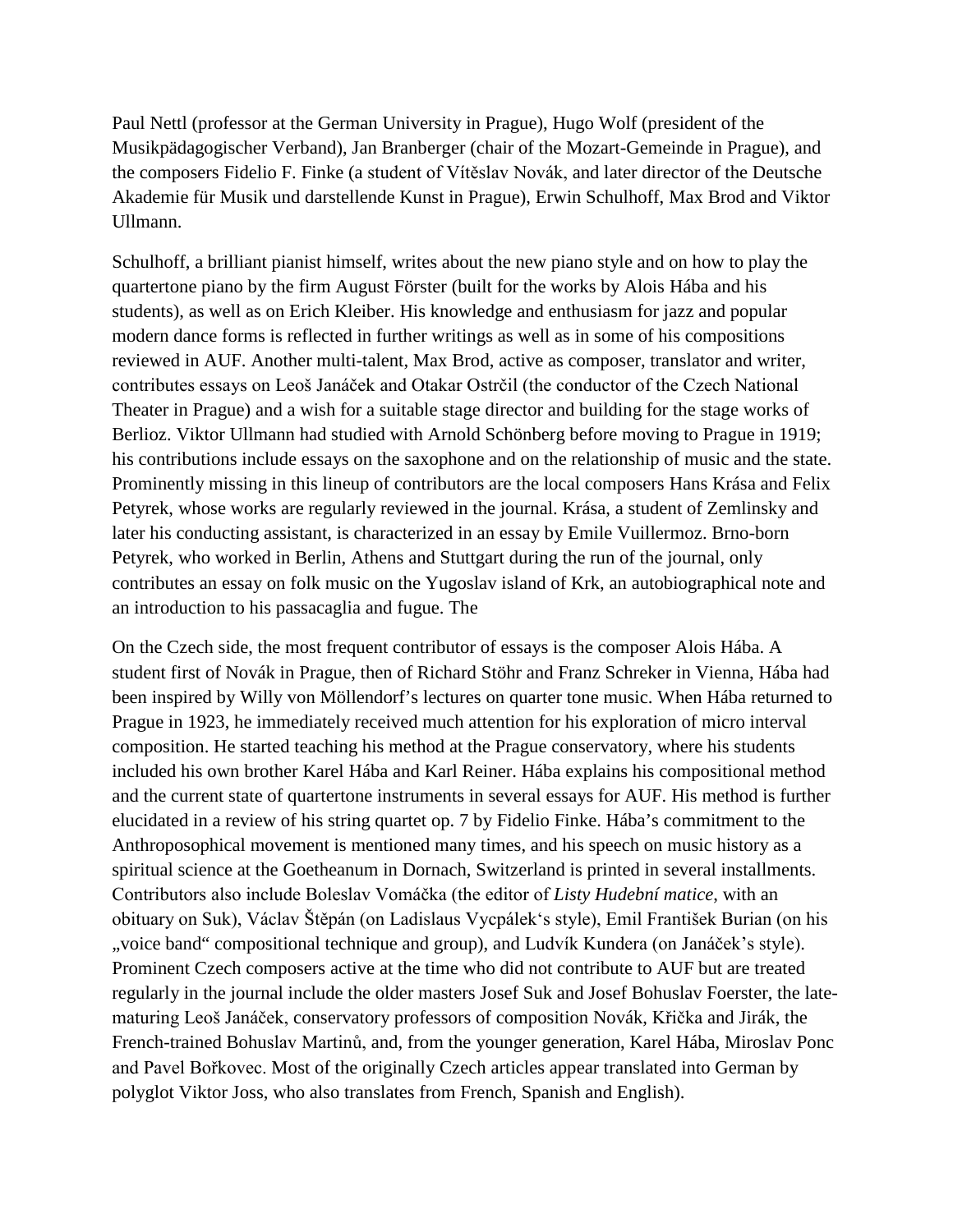Paul Nettl (professor at the German University in Prague), Hugo Wolf (president of the Musikpädagogischer Verband), Jan Branberger (chair of the Mozart-Gemeinde in Prague), and the composers Fidelio F. Finke (a student of Vítěslav Novák, and later director of the Deutsche Akademie für Musik und darstellende Kunst in Prague), Erwin Schulhoff, Max Brod and Viktor Ullmann.

Schulhoff, a brilliant pianist himself, writes about the new piano style and on how to play the quartertone piano by the firm August Förster (built for the works by Alois Hába and his students), as well as on Erich Kleiber. His knowledge and enthusiasm for jazz and popular modern dance forms is reflected in further writings as well as in some of his compositions reviewed in AUF. Another multi-talent, Max Brod, active as composer, translator and writer, contributes essays on Leoš Janáček and Otakar Ostrčil (the conductor of the Czech National Theater in Prague) and a wish for a suitable stage director and building for the stage works of Berlioz. Viktor Ullmann had studied with Arnold Schönberg before moving to Prague in 1919; his contributions include essays on the saxophone and on the relationship of music and the state. Prominently missing in this lineup of contributors are the local composers Hans Krása and Felix Petyrek, whose works are regularly reviewed in the journal. Krása, a student of Zemlinsky and later his conducting assistant, is characterized in an essay by Emile Vuillermoz. Brno-born Petyrek, who worked in Berlin, Athens and Stuttgart during the run of the journal, only contributes an essay on folk music on the Yugoslav island of Krk, an autobiographical note and an introduction to his passacaglia and fugue. The

On the Czech side, the most frequent contributor of essays is the composer Alois Hába. A student first of Novák in Prague, then of Richard Stöhr and Franz Schreker in Vienna, Hába had been inspired by Willy von Möllendorf's lectures on quarter tone music. When Hába returned to Prague in 1923, he immediately received much attention for his exploration of micro interval composition. He started teaching his method at the Prague conservatory, where his students included his own brother Karel Hába and Karl Reiner. Hába explains his compositional method and the current state of quartertone instruments in several essays for AUF. His method is further elucidated in a review of his string quartet op. 7 by Fidelio Finke. Hába's commitment to the Anthroposophical movement is mentioned many times, and his speech on music history as a spiritual science at the Goetheanum in Dornach, Switzerland is printed in several installments. Contributors also include Boleslav Vomáčka (the editor of *Listy Hudební matice*, with an obituary on Suk), Václav Štěpán (on Ladislaus Vycpálek's style), Emil František Burian (on his „voice band" compositional technique and group), and Ludvík Kundera (on Janáček's style). Prominent Czech composers active at the time who did not contribute to AUF but are treated regularly in the journal include the older masters Josef Suk and Josef Bohuslav Foerster, the late-maturing Leoš Janáček, conservatory professors of composition Novák, Křička and Jirák, the French-trained Bohuslav Martinů, and, from the younger generation, Karel Hába, Miroslav Ponc and Pavel Bořkovec. Most of the originally Czech articles appear translated into German by polyglot Viktor Joss, who also translates from French, Spanish and English).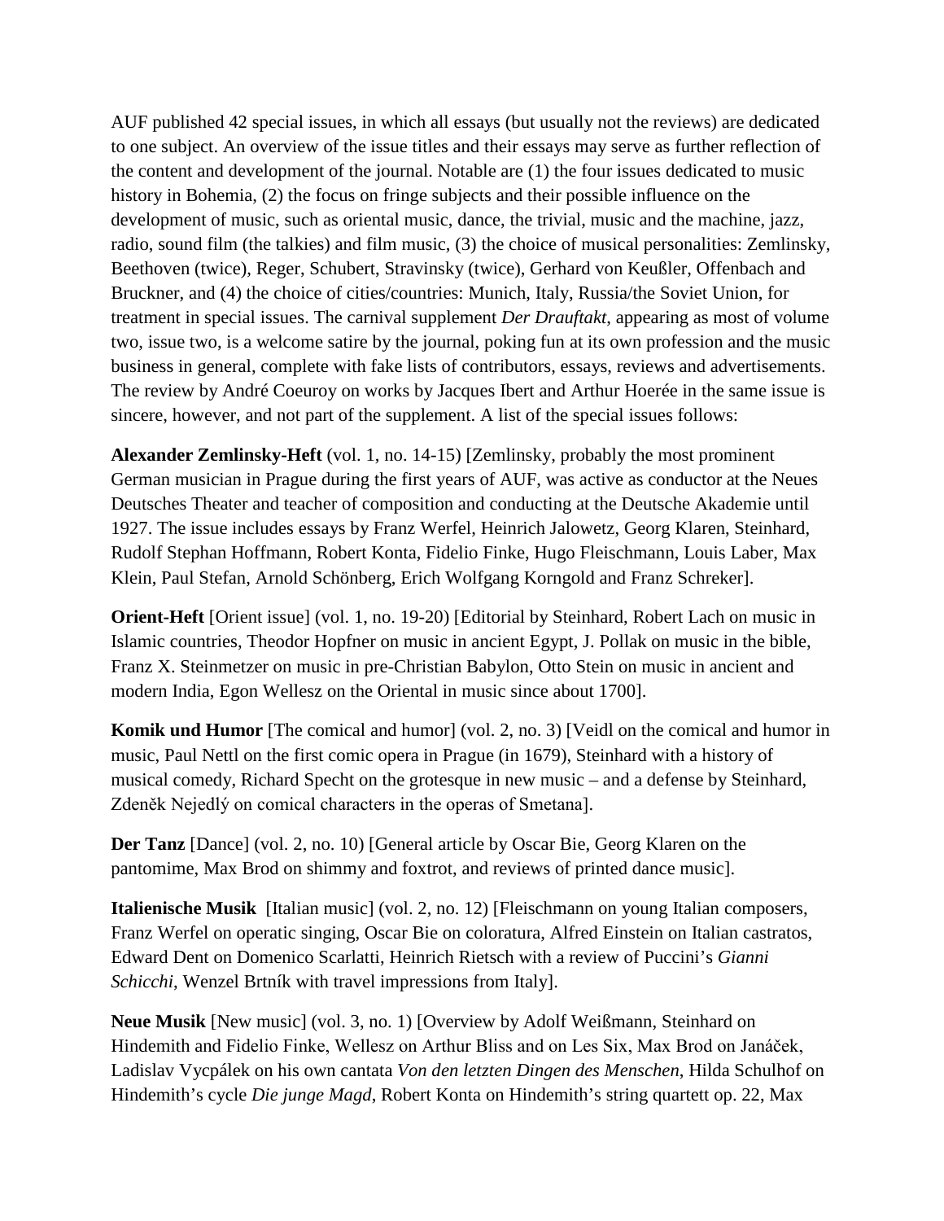AUF published 42 special issues, in which all essays (but usually not the reviews) are dedicated to one subject. An overview of the issue titles and their essays may serve as further reflection of the content and development of the journal. Notable are (1) the four issues dedicated to music history in Bohemia, (2) the focus on fringe subjects and their possible influence on the development of music, such as oriental music, dance, the trivial, music and the machine, jazz, radio, sound film (the talkies) and film music, (3) the choice of musical personalities: Zemlinsky, Beethoven (twice), Reger, Schubert, Stravinsky (twice), Gerhard von Keußler, Offenbach and Bruckner, and (4) the choice of cities/countries: Munich, Italy, Russia/the Soviet Union, for treatment in special issues. The carnival supplement *Der Drauftakt*, appearing as most of volume two, issue two, is a welcome satire by the journal, poking fun at its own profession and the music business in general, complete with fake lists of contributors, essays, reviews and advertisements. The review by André Coeuroy on works by Jacques Ibert and Arthur Hoerée in the same issue is sincere, however, and not part of the supplement. A list of the special issues follows:

**Alexander Zemlinsky-Heft** (vol. 1, no. 14-15) [Zemlinsky, probably the most prominent German musician in Prague during the first years of AUF, was active as conductor at the Neues Deutsches Theater and teacher of composition and conducting at the Deutsche Akademie until 1927. The issue includes essays by Franz Werfel, Heinrich Jalowetz, Georg Klaren, Steinhard, Rudolf Stephan Hoffmann, Robert Konta, Fidelio Finke, Hugo Fleischmann, Louis Laber, Max Klein, Paul Stefan, Arnold Schönberg, Erich Wolfgang Korngold and Franz Schreker].

**Orient-Heft** [Orient issue] (vol. 1, no. 19-20) [Editorial by Steinhard, Robert Lach on music in Islamic countries, Theodor Hopfner on music in ancient Egypt, J. Pollak on music in the bible, Franz X. Steinmetzer on music in pre-Christian Babylon, Otto Stein on music in ancient and modern India, Egon Wellesz on the Oriental in music since about 1700].

**Komik und Humor** [The comical and humor] (vol. 2, no. 3) [Veidl on the comical and humor in music, Paul Nettl on the first comic opera in Prague (in 1679), Steinhard with a history of musical comedy, Richard Specht on the grotesque in new music – and a defense by Steinhard, Zdeněk Nejedlý on comical characters in the operas of Smetana].

**Der Tanz** [Dance] (vol. 2, no. 10) [General article by Oscar Bie, Georg Klaren on the pantomime, Max Brod on shimmy and foxtrot, and reviews of printed dance music].

**Italienische Musik** [Italian music] (vol. 2, no. 12) [Fleischmann on young Italian composers, Franz Werfel on operatic singing, Oscar Bie on coloratura, Alfred Einstein on Italian castratos, Edward Dent on Domenico Scarlatti, Heinrich Rietsch with a review of Puccini's *Gianni Schicchi*, Wenzel Brtník with travel impressions from Italy].

**Neue Musik** [New music] (vol. 3, no. 1) [Overview by Adolf Weißmann, Steinhard on Hindemith and Fidelio Finke, Wellesz on Arthur Bliss and on Les Six, Max Brod on Janáček, Ladislav Vycpálek on his own cantata *Von den letzten Dingen des Menschen*, Hilda Schulhof on Hindemith's cycle *Die junge Magd*, Robert Konta on Hindemith's string quartett op. 22, Max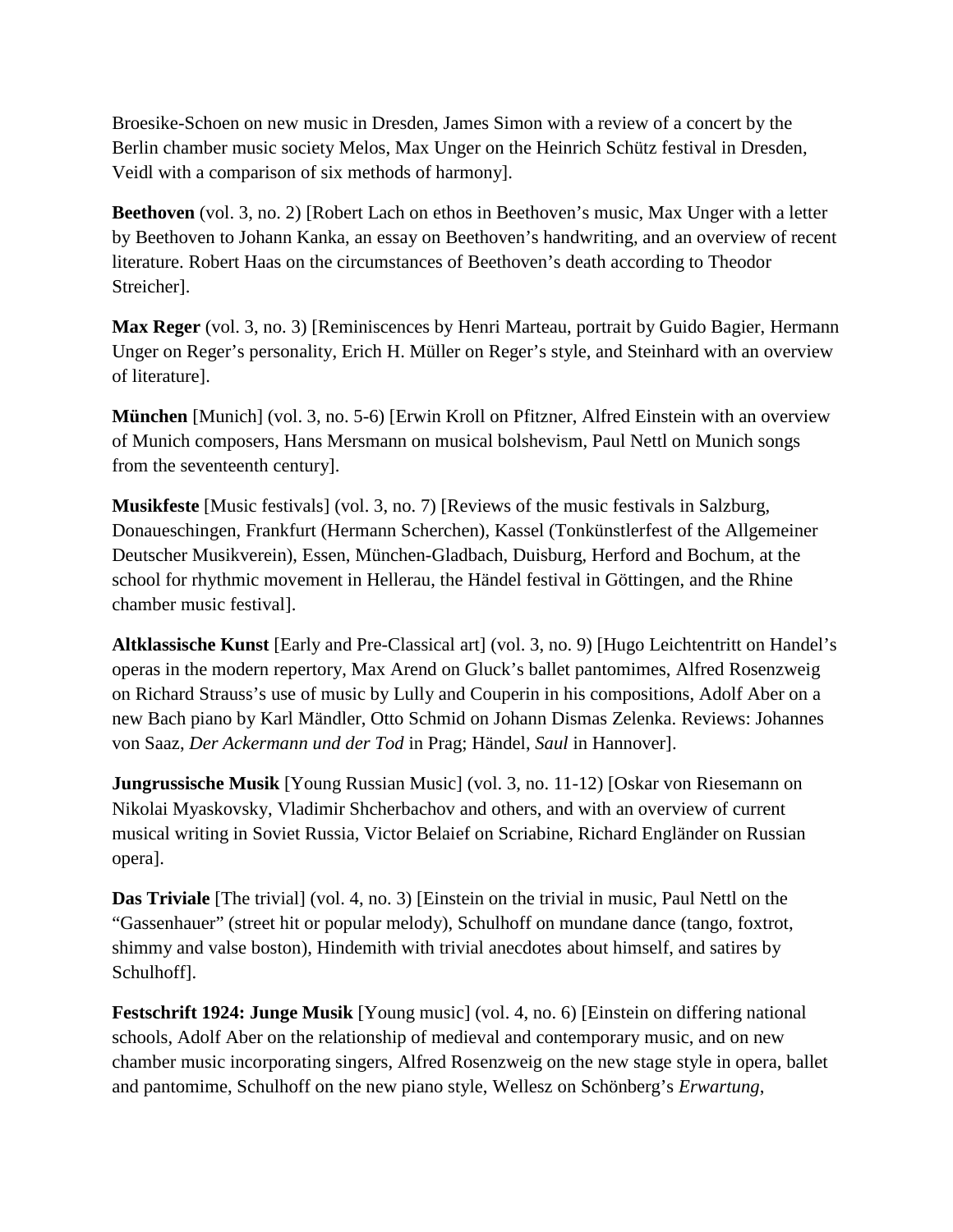Broesike-Schoen on new music in Dresden, James Simon with a review of a concert by the Berlin chamber music society Melos, Max Unger on the Heinrich Schütz festival in Dresden, Veidl with a comparison of six methods of harmony].

**Beethoven** (vol. 3, no. 2) [Robert Lach on ethos in Beethoven's music, Max Unger with a letter by Beethoven to Johann Kanka, an essay on Beethoven's handwriting, and an overview of recent literature. Robert Haas on the circumstances of Beethoven's death according to Theodor Streicher].

**Max Reger** (vol. 3, no. 3) [Reminiscences by Henri Marteau, portrait by Guido Bagier, Hermann Unger on Reger's personality, Erich H. Müller on Reger's style, and Steinhard with an overview of literature].

**München** [Munich] (vol. 3, no. 5-6) [Erwin Kroll on Pfitzner, Alfred Einstein with an overview of Munich composers, Hans Mersmann on musical bolshevism, Paul Nettl on Munich songs from the seventeenth century].

**Musikfeste** [Music festivals] (vol. 3, no. 7) [Reviews of the music festivals in Salzburg, Donaueschingen, Frankfurt (Hermann Scherchen), Kassel (Tonkünstlerfest of the Allgemeiner Deutscher Musikverein), Essen, München-Gladbach, Duisburg, Herford and Bochum, at the school for rhythmic movement in Hellerau, the Händel festival in Göttingen, and the Rhine chamber music festival].

**Altklassische Kunst** [Early and Pre-Classical art] (vol. 3, no. 9) [Hugo Leichtentritt on Handel's operas in the modern repertory, Max Arend on Gluck's ballet pantomimes, Alfred Rosenzweig on Richard Strauss's use of music by Lully and Couperin in his compositions, Adolf Aber on a new Bach piano by Karl Mändler, Otto Schmid on Johann Dismas Zelenka. Reviews: Johannes von Saaz, *Der Ackermann und der Tod* in Prag; Händel, *Saul* in Hannover].

**Jungrussische Musik** [Young Russian Music] (vol. 3, no. 11-12) [Oskar von Riesemann on Nikolai Myaskovsky, Vladimir Shcherbachov and others, and with an overview of current musical writing in Soviet Russia, Victor Belaief on Scriabine, Richard Engländer on Russian opera].

**Das Triviale** [The trivial] (vol. 4, no. 3) [Einstein on the trivial in music, Paul Nettl on the "Gassenhauer" (street hit or popular melody), Schulhoff on mundane dance (tango, foxtrot, shimmy and valse boston), Hindemith with trivial anecdotes about himself, and satires by Schulhoff].

**Festschrift 1924: Junge Musik** [Young music] (vol. 4, no. 6) [Einstein on differing national schools, Adolf Aber on the relationship of medieval and contemporary music, and on new chamber music incorporating singers, Alfred Rosenzweig on the new stage style in opera, ballet and pantomime, Schulhoff on the new piano style, Wellesz on Schönberg's *Erwartung*,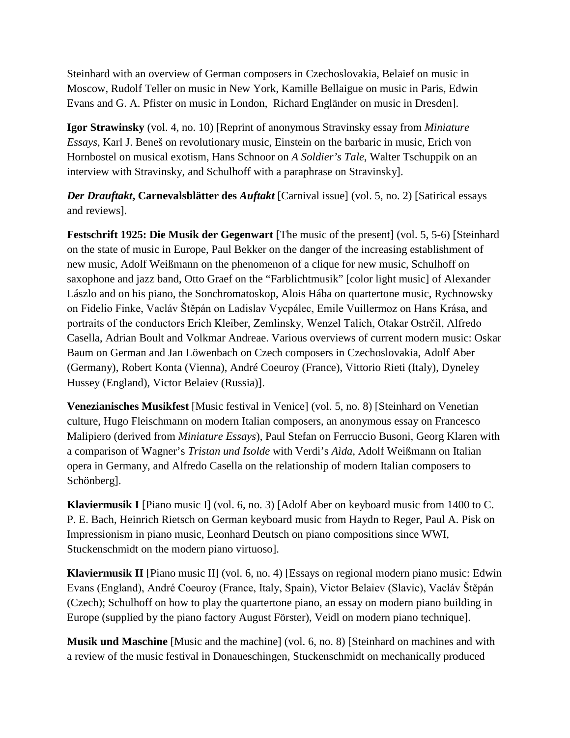Steinhard with an overview of German composers in Czechoslovakia, Belaief on music in Moscow, Rudolf Teller on music in New York, Kamille Bellaigue on music in Paris, Edwin Evans and G. A. Pfister on music in London, Richard Engländer on music in Dresden].

**Igor Strawinsky** (vol. 4, no. 10) [Reprint of anonymous Stravinsky essay from *Miniature Essays*, Karl J. Beneš on revolutionary music, Einstein on the barbaric in music, Erich von Hornbostel on musical exotism, Hans Schnoor on *A Soldier's Tale*, Walter Tschuppik on an interview with Stravinsky, and Schulhoff with a paraphrase on Stravinsky].

***Der Drauftakt*, Carnevalsblätter des *Auftakt*** [Carnival issue] (vol. 5, no. 2) [Satirical essays and reviews].

**Festschrift 1925: Die Musik der Gegenwart** [The music of the present] (vol. 5, 5-6) [Steinhard on the state of music in Europe, Paul Bekker on the danger of the increasing establishment of new music, Adolf Weißmann on the phenomenon of a clique for new music, Schulhoff on saxophone and jazz band, Otto Graef on the "Farblichtmusik" [color light music] of Alexander Lászlo and on his piano, the Sonchromatoskop, Alois Hába on quartertone music, Rychnowsky on Fidelio Finke, Vaclàv Štěpán on Ladislav Vycpálec, Emile Vuillermoz on Hans Krása, and portraits of the conductors Erich Kleiber, Zemlinsky, Wenzel Talich, Otakar Ostrčil, Alfredo Casella, Adrian Boult and Volkmar Andreae. Various overviews of current modern music: Oskar Baum on German and Jan Löwenbach on Czech composers in Czechoslovakia, Adolf Aber (Germany), Robert Konta (Vienna), André Coeuroy (France), Vittorio Rieti (Italy), Dyneley Hussey (England), Victor Belaiev (Russia)].

**Venezianisches Musikfest** [Music festival in Venice] (vol. 5, no. 8) [Steinhard on Venetian culture, Hugo Fleischmann on modern Italian composers, an anonymous essay on Francesco Malipiero (derived from *Miniature Essays*), Paul Stefan on Ferruccio Busoni, Georg Klaren with a comparison of Wagner's *Tristan und Isolde* with Verdi's *Aìda*, Adolf Weißmann on Italian opera in Germany, and Alfredo Casella on the relationship of modern Italian composers to Schönberg].

**Klaviermusik I** [Piano music I] (vol. 6, no. 3) [Adolf Aber on keyboard music from 1400 to C. P. E. Bach, Heinrich Rietsch on German keyboard music from Haydn to Reger, Paul A. Pisk on Impressionism in piano music, Leonhard Deutsch on piano compositions since WWI, Stuckenschmidt on the modern piano virtuoso].

**Klaviermusik II** [Piano music II] (vol. 6, no. 4) [Essays on regional modern piano music: Edwin Evans (England), André Coeuroy (France, Italy, Spain), Victor Belaiev (Slavic), Vaclàv Štěpán (Czech); Schulhoff on how to play the quartertone piano, an essay on modern piano building in Europe (supplied by the piano factory August Förster), Veidl on modern piano technique].

**Musik und Maschine** [Music and the machine] (vol. 6, no. 8) [Steinhard on machines and with a review of the music festival in Donaueschingen, Stuckenschmidt on mechanically produced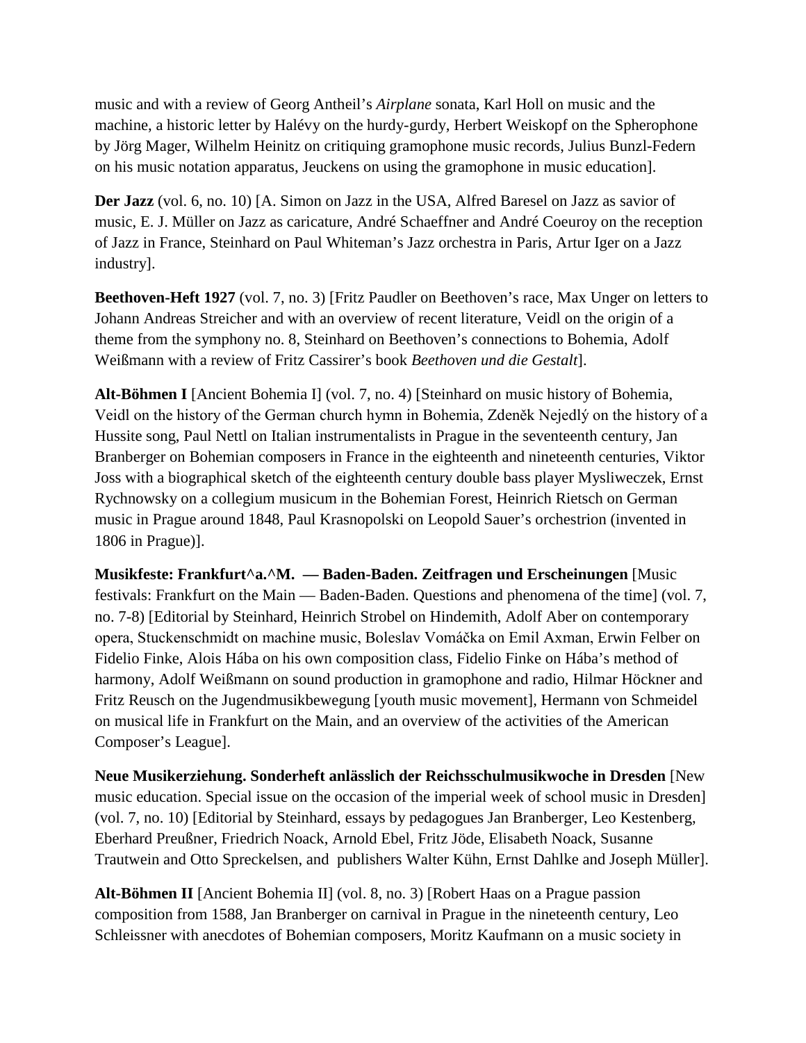music and with a review of Georg Antheil's *Airplane* sonata, Karl Holl on music and the machine, a historic letter by Halévy on the hurdy-gurdy, Herbert Weiskopf on the Spherophone by Jörg Mager, Wilhelm Heinitz on critiquing gramophone music records, Julius Bunzl-Federn on his music notation apparatus, Jeuckens on using the gramophone in music education].

**Der Jazz** (vol. 6, no. 10) [A. Simon on Jazz in the USA, Alfred Baresel on Jazz as savior of music, E. J. Müller on Jazz as caricature, André Schaeffner and André Coeuroy on the reception of Jazz in France, Steinhard on Paul Whiteman's Jazz orchestra in Paris, Artur Iger on a Jazz industry].

**Beethoven-Heft 1927** (vol. 7, no. 3) [Fritz Paudler on Beethoven's race, Max Unger on letters to Johann Andreas Streicher and with an overview of recent literature, Veidl on the origin of a theme from the symphony no. 8, Steinhard on Beethoven's connections to Bohemia, Adolf Weißmann with a review of Fritz Cassirer's book *Beethoven und die Gestalt*].

**Alt-Böhmen I** [Ancient Bohemia I] (vol. 7, no. 4) [Steinhard on music history of Bohemia, Veidl on the history of the German church hymn in Bohemia, Zdeněk Nejedlý on the history of a Hussite song, Paul Nettl on Italian instrumentalists in Prague in the seventeenth century, Jan Branberger on Bohemian composers in France in the eighteenth and nineteenth centuries, Viktor Joss with a biographical sketch of the eighteenth century double bass player Mysliweczek, Ernst Rychnowsky on a collegium musicum in the Bohemian Forest, Heinrich Rietsch on German music in Prague around 1848, Paul Krasnopolski on Leopold Sauer's orchestrion (invented in 1806 in Prague)].

**Musikfeste: Frankfurt^a.^M. — Baden-Baden. Zeitfragen und Erscheinungen** [Music festivals: Frankfurt on the Main — Baden-Baden. Questions and phenomena of the time] (vol. 7, no. 7-8) [Editorial by Steinhard, Heinrich Strobel on Hindemith, Adolf Aber on contemporary opera, Stuckenschmidt on machine music, Boleslav Vomáčka on Emil Axman, Erwin Felber on Fidelio Finke, Alois Hába on his own composition class, Fidelio Finke on Hába's method of harmony, Adolf Weißmann on sound production in gramophone and radio, Hilmar Höckner and Fritz Reusch on the Jugendmusikbewegung [youth music movement], Hermann von Schmeidel on musical life in Frankfurt on the Main, and an overview of the activities of the American Composer's League].

**Neue Musikerziehung. Sonderheft anlässlich der Reichsschulmusikwoche in Dresden** [New music education. Special issue on the occasion of the imperial week of school music in Dresden] (vol. 7, no. 10) [Editorial by Steinhard, essays by pedagogues Jan Branberger, Leo Kestenberg, Eberhard Preußner, Friedrich Noack, Arnold Ebel, Fritz Jöde, Elisabeth Noack, Susanne Trautwein and Otto Spreckelsen, and publishers Walter Kühn, Ernst Dahlke and Joseph Müller].

**Alt-Böhmen II** [Ancient Bohemia II] (vol. 8, no. 3) [Robert Haas on a Prague passion composition from 1588, Jan Branberger on carnival in Prague in the nineteenth century, Leo Schleissner with anecdotes of Bohemian composers, Moritz Kaufmann on a music society in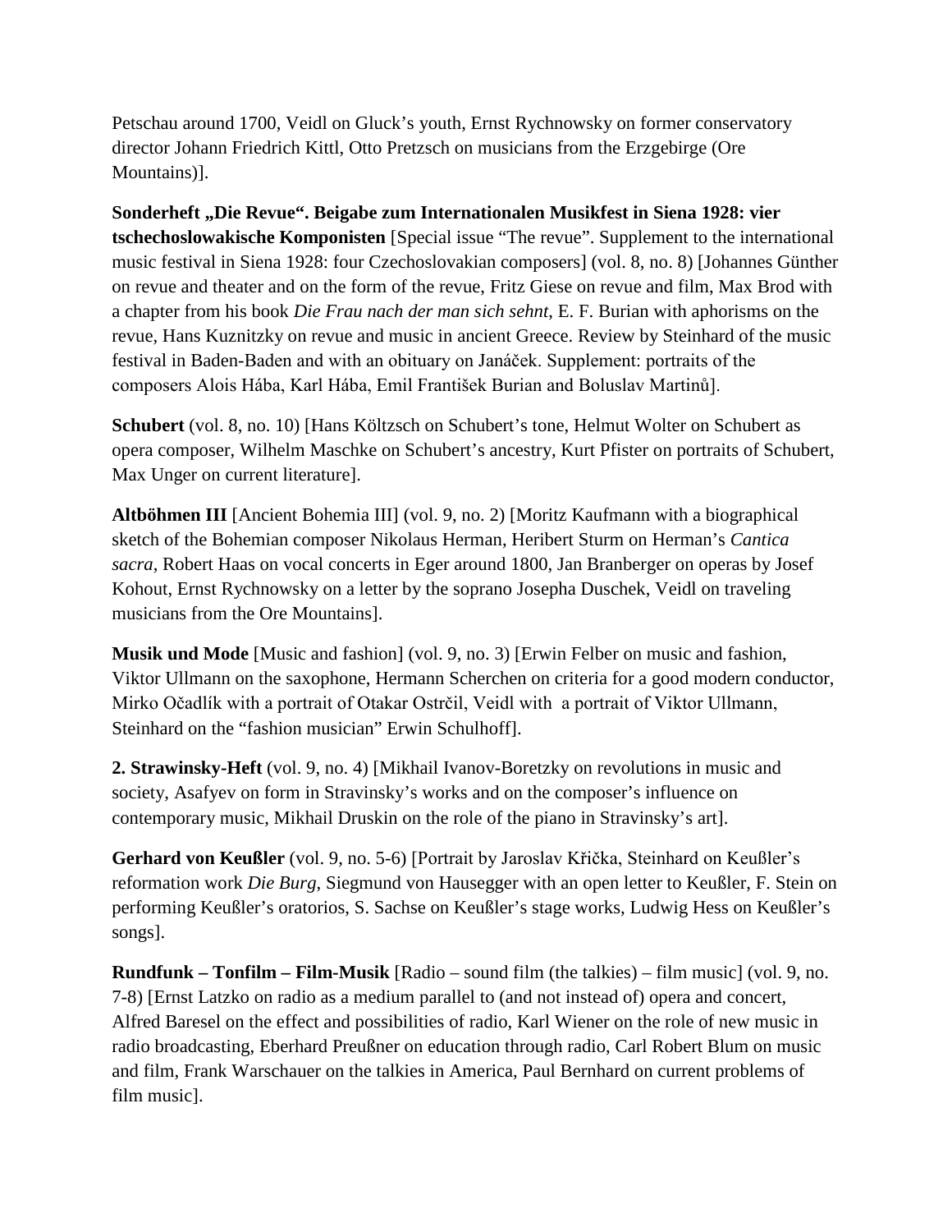Petschau around 1700, Veidl on Gluck's youth, Ernst Rychnowsky on former conservatory director Johann Friedrich Kittl, Otto Pretzsch on musicians from the Erzgebirge (Ore Mountains)].

**Sonderheft „Die Revue". Beigabe zum Internationalen Musikfest in Siena 1928: vier tschechoslowakische Komponisten** [Special issue "The revue". Supplement to the international music festival in Siena 1928: four Czechoslovakian composers] (vol. 8, no. 8) [Johannes Günther on revue and theater and on the form of the revue, Fritz Giese on revue and film, Max Brod with a chapter from his book *Die Frau nach der man sich sehnt*, E. F. Burian with aphorisms on the revue, Hans Kuznitzky on revue and music in ancient Greece. Review by Steinhard of the music festival in Baden-Baden and with an obituary on Janáček. Supplement: portraits of the composers Alois Hába, Karl Hába, Emil František Burian and Boluslav Martinů].

**Schubert** (vol. 8, no. 10) [Hans Költzsch on Schubert's tone, Helmut Wolter on Schubert as opera composer, Wilhelm Maschke on Schubert's ancestry, Kurt Pfister on portraits of Schubert, Max Unger on current literature].

**Altböhmen III** [Ancient Bohemia III] (vol. 9, no. 2) [Moritz Kaufmann with a biographical sketch of the Bohemian composer Nikolaus Herman, Heribert Sturm on Herman's *Cantica sacra*, Robert Haas on vocal concerts in Eger around 1800, Jan Branberger on operas by Josef Kohout, Ernst Rychnowsky on a letter by the soprano Josepha Duschek, Veidl on traveling musicians from the Ore Mountains].

**Musik und Mode** [Music and fashion] (vol. 9, no. 3) [Erwin Felber on music and fashion, Viktor Ullmann on the saxophone, Hermann Scherchen on criteria for a good modern conductor, Mirko Očadlík with a portrait of Otakar Ostrčil, Veidl with a portrait of Viktor Ullmann, Steinhard on the "fashion musician" Erwin Schulhoff].

**2. Strawinsky-Heft** (vol. 9, no. 4) [Mikhail Ivanov-Boretzky on revolutions in music and society, Asafyev on form in Stravinsky's works and on the composer's influence on contemporary music, Mikhail Druskin on the role of the piano in Stravinsky's art].

**Gerhard von Keußler** (vol. 9, no. 5-6) [Portrait by Jaroslav Křička, Steinhard on Keußler's reformation work *Die Burg*, Siegmund von Hausegger with an open letter to Keußler, F. Stein on performing Keußler's oratorios, S. Sachse on Keußler's stage works, Ludwig Hess on Keußler's songs].

**Rundfunk – Tonfilm – Film-Musik** [Radio – sound film (the talkies) – film music] (vol. 9, no. 7-8) [Ernst Latzko on radio as a medium parallel to (and not instead of) opera and concert, Alfred Baresel on the effect and possibilities of radio, Karl Wiener on the role of new music in radio broadcasting, Eberhard Preußner on education through radio, Carl Robert Blum on music and film, Frank Warschauer on the talkies in America, Paul Bernhard on current problems of film music].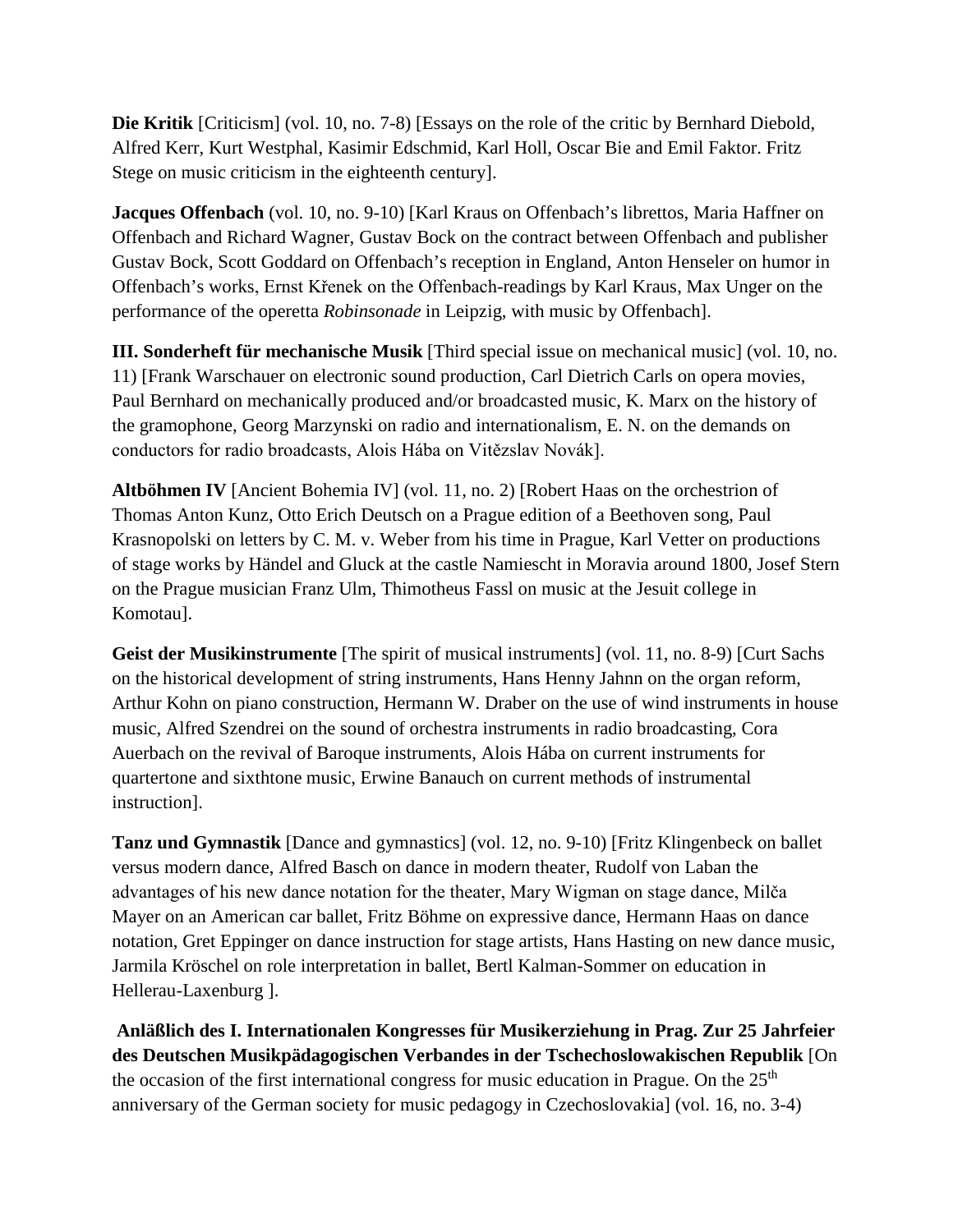**Die Kritik** [Criticism] (vol. 10, no. 7-8) [Essays on the role of the critic by Bernhard Diebold, Alfred Kerr, Kurt Westphal, Kasimir Edschmid, Karl Holl, Oscar Bie and Emil Faktor. Fritz Stege on music criticism in the eighteenth century].

**Jacques Offenbach** (vol. 10, no. 9-10) [Karl Kraus on Offenbach's librettos, Maria Haffner on Offenbach and Richard Wagner, Gustav Bock on the contract between Offenbach and publisher Gustav Bock, Scott Goddard on Offenbach's reception in England, Anton Henseler on humor in Offenbach's works, Ernst Křenek on the Offenbach-readings by Karl Kraus, Max Unger on the performance of the operetta *Robinsonade* in Leipzig, with music by Offenbach].

**III. Sonderheft für mechanische Musik** [Third special issue on mechanical music] (vol. 10, no. 11) [Frank Warschauer on electronic sound production, Carl Dietrich Carls on opera movies, Paul Bernhard on mechanically produced and/or broadcasted music, K. Marx on the history of the gramophone, Georg Marzynski on radio and internationalism, E. N. on the demands on conductors for radio broadcasts, Alois Hába on Vitězslav Novák].

**Altböhmen IV** [Ancient Bohemia IV] (vol. 11, no. 2) [Robert Haas on the orchestrion of Thomas Anton Kunz, Otto Erich Deutsch on a Prague edition of a Beethoven song, Paul Krasnopolski on letters by C. M. v. Weber from his time in Prague, Karl Vetter on productions of stage works by Händel and Gluck at the castle Namiescht in Moravia around 1800, Josef Stern on the Prague musician Franz Ulm, Thimotheus Fassl on music at the Jesuit college in Komotau].

**Geist der Musikinstrumente** [The spirit of musical instruments] (vol. 11, no. 8-9) [Curt Sachs on the historical development of string instruments, Hans Henny Jahnn on the organ reform, Arthur Kohn on piano construction, Hermann W. Draber on the use of wind instruments in house music, Alfred Szendrei on the sound of orchestra instruments in radio broadcasting, Cora Auerbach on the revival of Baroque instruments, Alois Hába on current instruments for quartertone and sixthtone music, Erwine Banauch on current methods of instrumental instruction].

**Tanz und Gymnastik** [Dance and gymnastics] (vol. 12, no. 9-10) [Fritz Klingenbeck on ballet versus modern dance, Alfred Basch on dance in modern theater, Rudolf von Laban the advantages of his new dance notation for the theater, Mary Wigman on stage dance, Milča Mayer on an American car ballet, Fritz Böhme on expressive dance, Hermann Haas on dance notation, Gret Eppinger on dance instruction for stage artists, Hans Hasting on new dance music, Jarmila Kröschel on role interpretation in ballet, Bertl Kalman-Sommer on education in Hellerau-Laxenburg ].

**Anläßlich des I. Internationalen Kongresses für Musikerziehung in Prag. Zur 25 Jahrfeier des Deutschen Musikpädagogischen Verbandes in der Tschechoslowakischen Republik** [On the occasion of the first international congress for music education in Prague. On the 25th anniversary of the German society for music pedagogy in Czechoslovakia] (vol. 16, no. 3-4)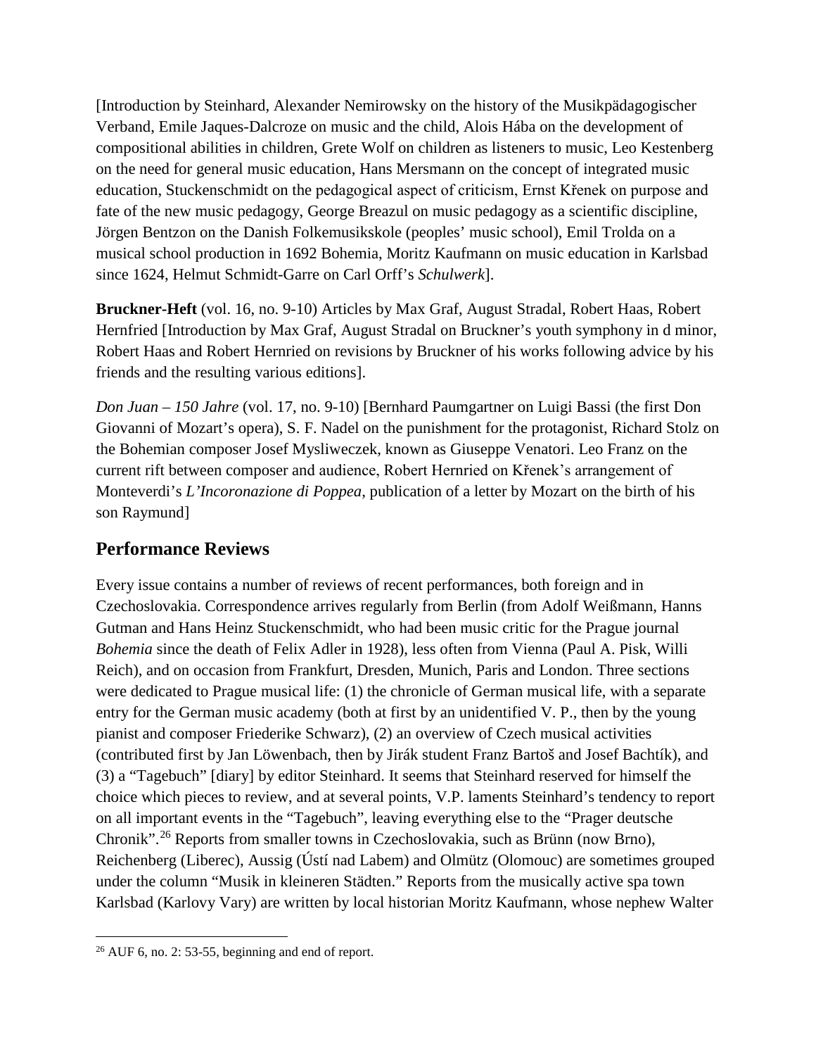[Introduction by Steinhard, Alexander Nemirowsky on the history of the Musikpädagogischer Verband, Emile Jaques-Dalcroze on music and the child, Alois Hába on the development of compositional abilities in children, Grete Wolf on children as listeners to music, Leo Kestenberg on the need for general music education, Hans Mersmann on the concept of integrated music education, Stuckenschmidt on the pedagogical aspect of criticism, Ernst Křenek on purpose and fate of the new music pedagogy, George Breazul on music pedagogy as a scientific discipline, Jörgen Bentzon on the Danish Folkemusikskole (peoples' music school), Emil Trolda on a musical school production in 1692 Bohemia, Moritz Kaufmann on music education in Karlsbad since 1624, Helmut Schmidt-Garre on Carl Orff's *Schulwerk*].

**Bruckner-Heft** (vol. 16, no. 9-10) Articles by Max Graf, August Stradal, Robert Haas, Robert Hernfried [Introduction by Max Graf, August Stradal on Bruckner's youth symphony in d minor, Robert Haas and Robert Hernried on revisions by Bruckner of his works following advice by his friends and the resulting various editions].

*Don Juan – 150 Jahre* (vol. 17, no. 9-10) [Bernhard Paumgartner on Luigi Bassi (the first Don Giovanni of Mozart's opera), S. F. Nadel on the punishment for the protagonist, Richard Stolz on the Bohemian composer Josef Mysliweczek, known as Giuseppe Venatori. Leo Franz on the current rift between composer and audience, Robert Hernried on Křenek's arrangement of Monteverdi's *L'Incoronazione di Poppea*, publication of a letter by Mozart on the birth of his son Raymund]

## Performance Reviews

Every issue contains a number of reviews of recent performances, both foreign and in Czechoslovakia. Correspondence arrives regularly from Berlin (from Adolf Weißmann, Hanns Gutman and Hans Heinz Stuckenschmidt, who had been music critic for the Prague journal *Bohemia* since the death of Felix Adler in 1928), less often from Vienna (Paul A. Pisk, Willi Reich), and on occasion from Frankfurt, Dresden, Munich, Paris and London. Three sections were dedicated to Prague musical life: (1) the chronicle of German musical life, with a separate entry for the German music academy (both at first by an unidentified V. P., then by the young pianist and composer Friederike Schwarz), (2) an overview of Czech musical activities (contributed first by Jan Löwenbach, then by Jirák student Franz Bartoš and Josef Bachtík), and (3) a "Tagebuch" [diary] by editor Steinhard. It seems that Steinhard reserved for himself the choice which pieces to review, and at several points, V.P. laments Steinhard's tendency to report on all important events in the "Tagebuch", leaving everything else to the "Prager deutsche Chronik".[26] Reports from smaller towns in Czechoslovakia, such as Brünn (now Brno), Reichenberg (Liberec), Aussig (Ústí nad Labem) and Olmütz (Olomouc) are sometimes grouped under the column "Musik in kleineren Städten." Reports from the musically active spa town Karlsbad (Karlovy Vary) are written by local historian Moritz Kaufmann, whose nephew Walter

[26] AUF 6, no. 2: 53-55, beginning and end of report.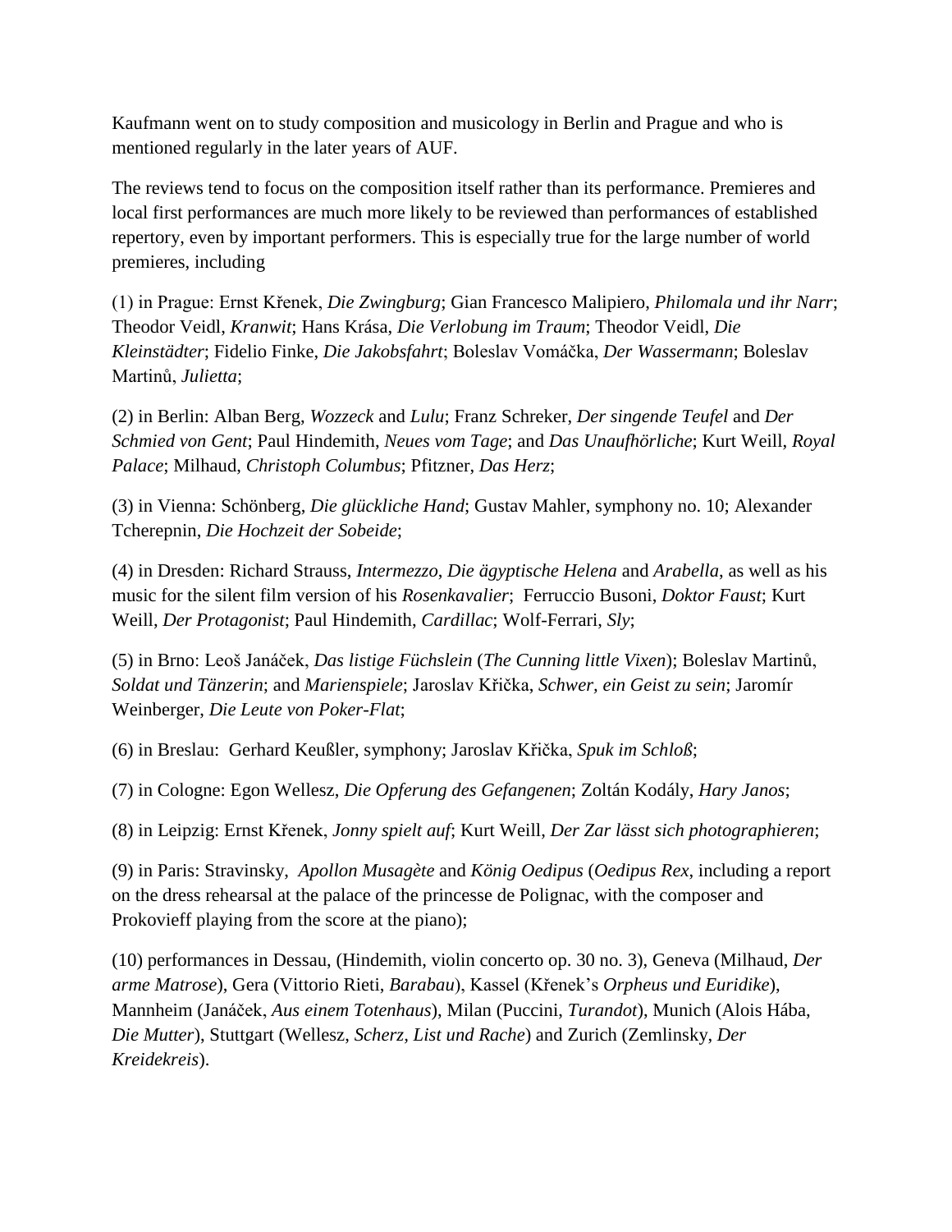Kaufmann went on to study composition and musicology in Berlin and Prague and who is mentioned regularly in the later years of AUF.

The reviews tend to focus on the composition itself rather than its performance. Premieres and local first performances are much more likely to be reviewed than performances of established repertory, even by important performers. This is especially true for the large number of world premieres, including

(1) in Prague: Ernst Křenek, *Die Zwingburg*; Gian Francesco Malipiero, *Philomala und ihr Narr*; Theodor Veidl, *Kranwit*; Hans Krása, *Die Verlobung im Traum*; Theodor Veidl, *Die Kleinstädter*; Fidelio Finke, *Die Jakobsfahrt*; Boleslav Vomáčka, *Der Wassermann*; Boleslav Martinů, *Julietta*;

(2) in Berlin: Alban Berg, *Wozzeck* and *Lulu*; Franz Schreker, *Der singende Teufel* and *Der Schmied von Gent*; Paul Hindemith, *Neues vom Tage*; and *Das Unaufhörliche*; Kurt Weill, *Royal Palace*; Milhaud, *Christoph Columbus*; Pfitzner, *Das Herz*;

(3) in Vienna: Schönberg, *Die glückliche Hand*; Gustav Mahler, symphony no. 10; Alexander Tcherepnin, *Die Hochzeit der Sobeide*;

(4) in Dresden: Richard Strauss, *Intermezzo*, *Die ägyptische Helena* and *Arabella*, as well as his music for the silent film version of his *Rosenkavalier*; Ferruccio Busoni, *Doktor Faust*; Kurt Weill, *Der Protagonist*; Paul Hindemith, *Cardillac*; Wolf-Ferrari, *Sly*;

(5) in Brno: Leoš Janáček, *Das listige Füchslein* (*The Cunning little Vixen*); Boleslav Martinů, *Soldat und Tänzerin*; and *Marienspiele*; Jaroslav Křička, *Schwer, ein Geist zu sein*; Jaromír Weinberger, *Die Leute von Poker-Flat*;

(6) in Breslau: Gerhard Keußler, symphony; Jaroslav Křička, *Spuk im Schloß*;

(7) in Cologne: Egon Wellesz, *Die Opferung des Gefangenen*; Zoltán Kodály, *Hary Janos*;

(8) in Leipzig: Ernst Křenek, *Jonny spielt auf*; Kurt Weill, *Der Zar lässt sich photographieren*;

(9) in Paris: Stravinsky, *Apollon Musagète* and *König Oedipus* (*Oedipus Rex*, including a report on the dress rehearsal at the palace of the princesse de Polignac, with the composer and Prokovieff playing from the score at the piano);

(10) performances in Dessau, (Hindemith, violin concerto op. 30 no. 3), Geneva (Milhaud, *Der arme Matrose*), Gera (Vittorio Rieti, *Barabau*), Kassel (Křenek's *Orpheus und Euridike*), Mannheim (Janáček, *Aus einem Totenhaus*), Milan (Puccini, *Turandot*), Munich (Alois Hába, *Die Mutter*), Stuttgart (Wellesz, *Scherz, List und Rache*) and Zurich (Zemlinsky, *Der Kreidekreis*).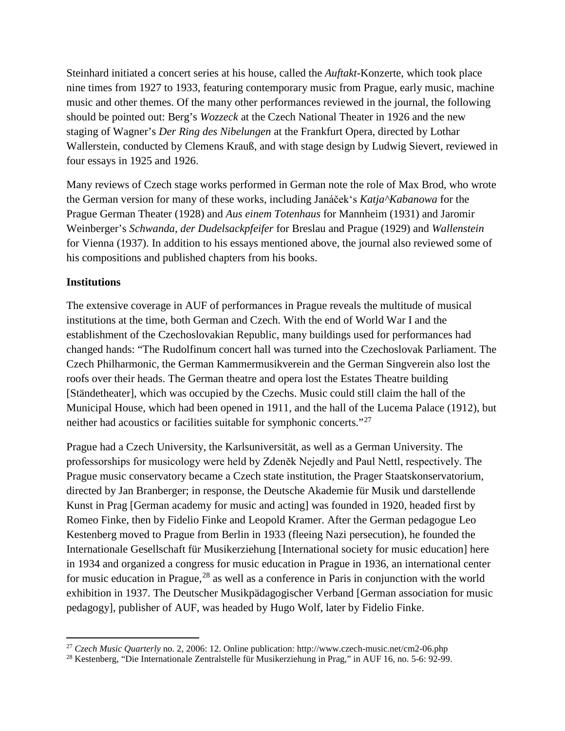Steinhard initiated a concert series at his house, called the *Auftakt*-Konzerte, which took place nine times from 1927 to 1933, featuring contemporary music from Prague, early music, machine music and other themes. Of the many other performances reviewed in the journal, the following should be pointed out: Berg's *Wozzeck* at the Czech National Theater in 1926 and the new staging of Wagner's *Der Ring des Nibelungen* at the Frankfurt Opera, directed by Lothar Wallerstein, conducted by Clemens Krauß, and with stage design by Ludwig Sievert, reviewed in four essays in 1925 and 1926.

Many reviews of Czech stage works performed in German note the role of Max Brod, who wrote the German version for many of these works, including Janáček's *Katja^Kabanowa* for the Prague German Theater (1928) and *Aus einem Totenhaus* for Mannheim (1931) and Jaromir Weinberger's *Schwanda, der Dudelsackpfeifer* for Breslau and Prague (1929) and *Wallenstein* for Vienna (1937). In addition to his essays mentioned above, the journal also reviewed some of his compositions and published chapters from his books.

## Institutions

The extensive coverage in AUF of performances in Prague reveals the multitude of musical institutions at the time, both German and Czech. With the end of World War I and the establishment of the Czechoslovakian Republic, many buildings used for performances had changed hands: "The Rudolfinum concert hall was turned into the Czechoslovak Parliament. The Czech Philharmonic, the German Kammermusikverein and the German Singverein also lost the roofs over their heads. The German theatre and opera lost the Estates Theatre building [Ständetheater], which was occupied by the Czechs. Music could still claim the hall of the Municipal House, which had been opened in 1911, and the hall of the Lucema Palace (1912), but neither had acoustics or facilities suitable for symphonic concerts."[27]

Prague had a Czech University, the Karlsuniversität, as well as a German University. The professorships for musicology were held by Zdeněk Nejedly and Paul Nettl, respectively. The Prague music conservatory became a Czech state institution, the Prager Staatskonservatorium, directed by Jan Branberger; in response, the Deutsche Akademie für Musik und darstellende Kunst in Prag [German academy for music and acting] was founded in 1920, headed first by Romeo Finke, then by Fidelio Finke and Leopold Kramer. After the German pedagogue Leo Kestenberg moved to Prague from Berlin in 1933 (fleeing Nazi persecution), he founded the Internationale Gesellschaft für Musikerziehung [International society for music education] here in 1934 and organized a congress for music education in Prague in 1936, an international center for music education in Prague,[28] as well as a conference in Paris in conjunction with the world exhibition in 1937. The Deutscher Musikpädagogischer Verband [German association for music pedagogy], publisher of AUF, was headed by Hugo Wolf, later by Fidelio Finke.

---

[27] *Czech Music Quarterly* no. 2, 2006: 12. Online publication: http://www.czech-music.net/cm2-06.php

[28] Kestenberg, "Die Internationale Zentralstelle für Musikerziehung in Prag," in AUF 16, no. 5-6: 92-99.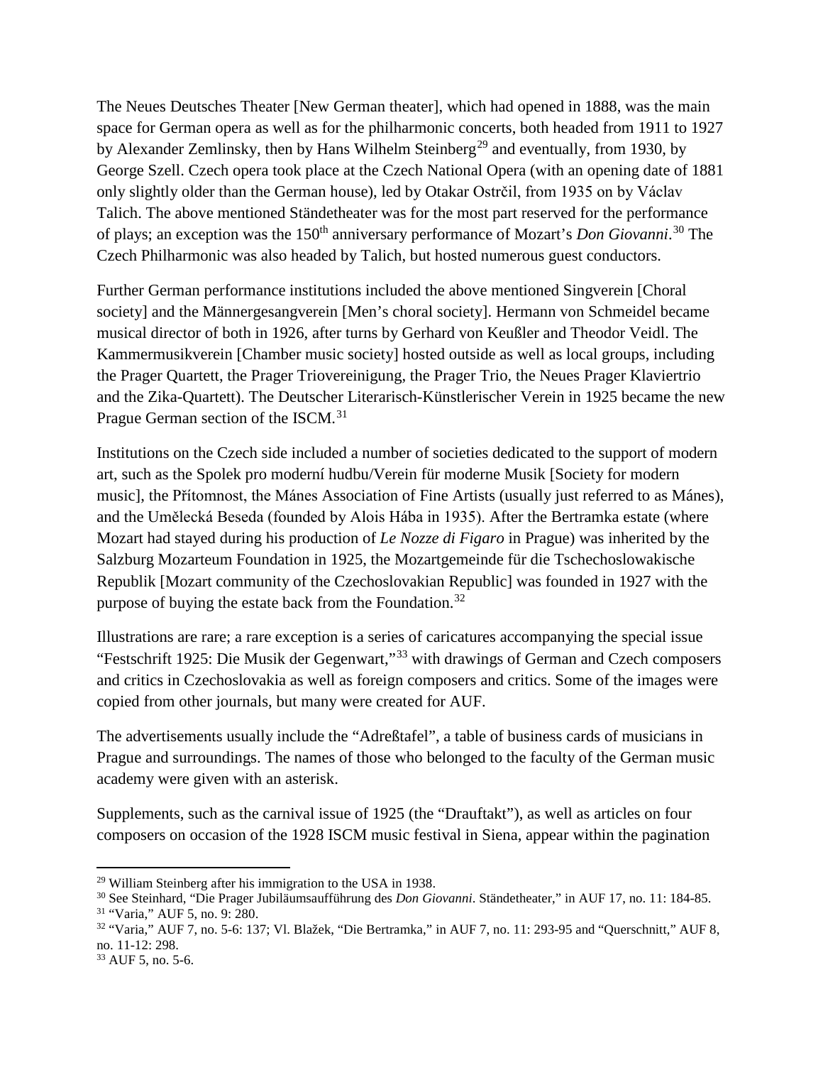The Neues Deutsches Theater [New German theater], which had opened in 1888, was the main space for German opera as well as for the philharmonic concerts, both headed from 1911 to 1927 by Alexander Zemlinsky, then by Hans Wilhelm Steinberg[29] and eventually, from 1930, by George Szell. Czech opera took place at the Czech National Opera (with an opening date of 1881 only slightly older than the German house), led by Otakar Ostrčil, from 1935 on by Václav Talich. The above mentioned Ständetheater was for the most part reserved for the performance of plays; an exception was the 150th anniversary performance of Mozart's *Don Giovanni*.[30] The Czech Philharmonic was also headed by Talich, but hosted numerous guest conductors.

Further German performance institutions included the above mentioned Singverein [Choral society] and the Männergesangverein [Men's choral society]. Hermann von Schmeidel became musical director of both in 1926, after turns by Gerhard von Keußler and Theodor Veidl. The Kammermusikverein [Chamber music society] hosted outside as well as local groups, including the Prager Quartett, the Prager Triovereinigung, the Prager Trio, the Neues Prager Klaviertrio and the Zika-Quartett). The Deutscher Literarisch-Künstlerischer Verein in 1925 became the new Prague German section of the ISCM.[31]

Institutions on the Czech side included a number of societies dedicated to the support of modern art, such as the Spolek pro moderní hudbu/Verein für moderne Musik [Society for modern music], the Přítomnost, the Mánes Association of Fine Artists (usually just referred to as Mánes), and the Umělecká Beseda (founded by Alois Hába in 1935). After the Bertramka estate (where Mozart had stayed during his production of *Le Nozze di Figaro* in Prague) was inherited by the Salzburg Mozarteum Foundation in 1925, the Mozartgemeinde für die Tschechoslowakische Republik [Mozart community of the Czechoslovakian Republic] was founded in 1927 with the purpose of buying the estate back from the Foundation.[32]

Illustrations are rare; a rare exception is a series of caricatures accompanying the special issue "Festschrift 1925: Die Musik der Gegenwart,"[33] with drawings of German and Czech composers and critics in Czechoslovakia as well as foreign composers and critics. Some of the images were copied from other journals, but many were created for AUF.

The advertisements usually include the "Adreßtafel", a table of business cards of musicians in Prague and surroundings. The names of those who belonged to the faculty of the German music academy were given with an asterisk.

Supplements, such as the carnival issue of 1925 (the "Drauftakt"), as well as articles on four composers on occasion of the 1928 ISCM music festival in Siena, appear within the pagination

---

[29] William Steinberg after his immigration to the USA in 1938.

[30] See Steinhard, "Die Prager Jubiläumsaufführung des *Don Giovanni*. Ständetheater," in AUF 17, no. 11: 184-85.

[31] "Varia," AUF 5, no. 9: 280.

[32] "Varia," AUF 7, no. 5-6: 137; Vl. Blažek, "Die Bertramka," in AUF 7, no. 11: 293-95 and "Querschnitt," AUF 8, no. 11-12: 298.

[33] AUF 5, no. 5-6.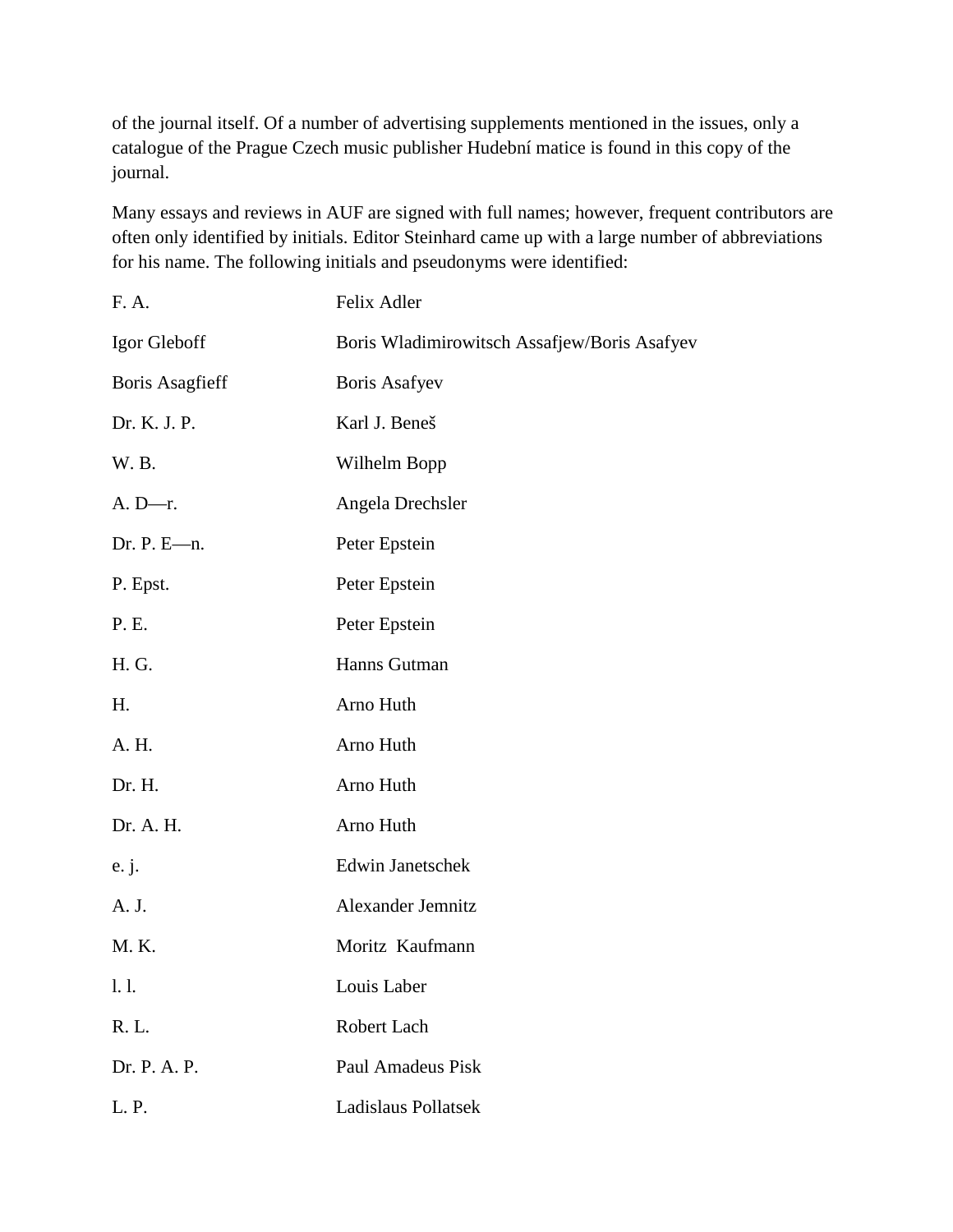of the journal itself. Of a number of advertising supplements mentioned in the issues, only a catalogue of the Prague Czech music publisher Hudební matice is found in this copy of the journal.

Many essays and reviews in AUF are signed with full names; however, frequent contributors are often only identified by initials. Editor Steinhard came up with a large number of abbreviations for his name. The following initials and pseudonyms were identified:

| | |
|---|---|
| F. A. | Felix Adler |
| Igor Gleboff | Boris Wladimirowitsch Assafjew/Boris Asafyev |
| Boris Asagfieff | Boris Asafyev |
| Dr. K. J. P. | Karl J. Beneš |
| W. B. | Wilhelm Bopp |
| A. D—r. | Angela Drechsler |
| Dr. P. E—n. | Peter Epstein |
| P. Epst. | Peter Epstein |
| P. E. | Peter Epstein |
| H. G. | Hanns Gutman |
| H. | Arno Huth |
| A. H. | Arno Huth |
| Dr. H. | Arno Huth |
| Dr. A. H. | Arno Huth |
| e. j. | Edwin Janetschek |
| A. J. | Alexander Jemnitz |
| M. K. | Moritz Kaufmann |
| l. l. | Louis Laber |
| R. L. | Robert Lach |
| Dr. P. A. P. | Paul Amadeus Pisk |
| L. P. | Ladislaus Pollatsek |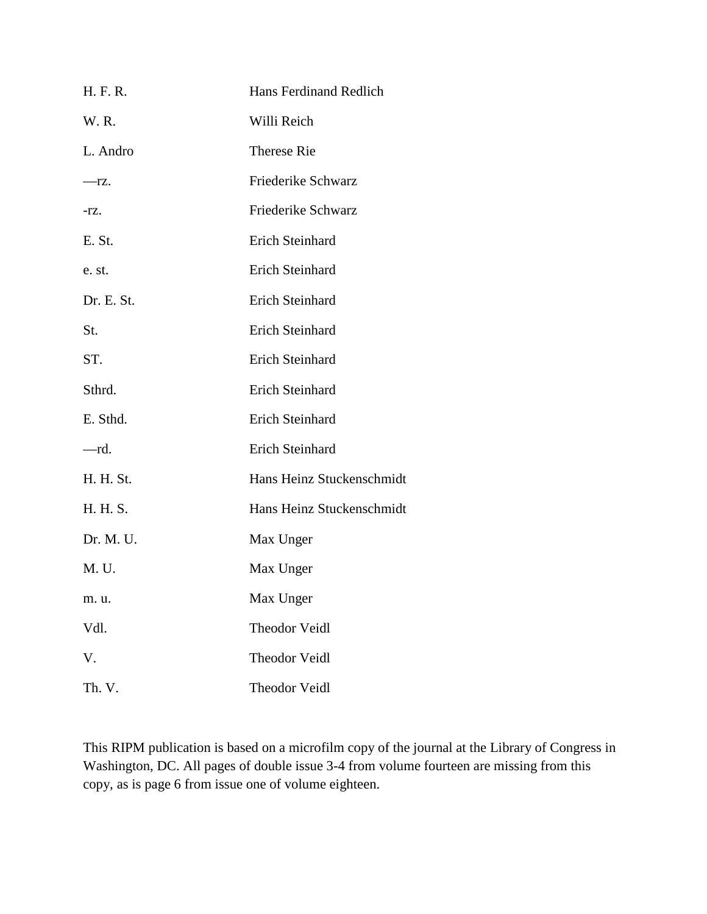| | |
|---|---|
| H. F. R. | Hans Ferdinand Redlich |
| W. R. | Willi Reich |
| L. Andro | Therese Rie |
| —rz. | Friederike Schwarz |
| -rz. | Friederike Schwarz |
| E. St. | Erich Steinhard |
| e. st. | Erich Steinhard |
| Dr. E. St. | Erich Steinhard |
| St. | Erich Steinhard |
| ST. | Erich Steinhard |
| Sthrd. | Erich Steinhard |
| E. Sthd. | Erich Steinhard |
| —rd. | Erich Steinhard |
| H. H. St. | Hans Heinz Stuckenschmidt |
| H. H. S. | Hans Heinz Stuckenschmidt |
| Dr. M. U. | Max Unger |
| M. U. | Max Unger |
| m. u. | Max Unger |
| Vdl. | Theodor Veidl |
| V. | Theodor Veidl |
| Th. V. | Theodor Veidl |

This RIPM publication is based on a microfilm copy of the journal at the Library of Congress in Washington, DC. All pages of double issue 3-4 from volume fourteen are missing from this copy, as is page 6 from issue one of volume eighteen.